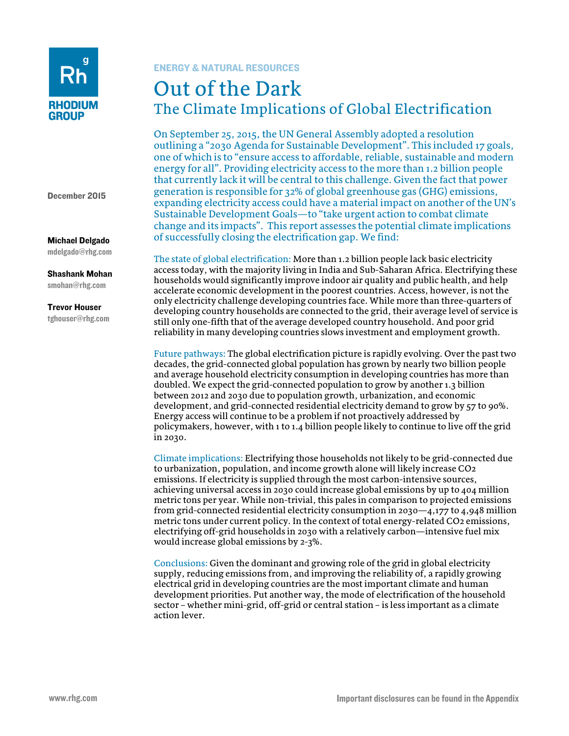RHODIUM GROUP

ENERGY & NATURAL RESOURCES

# Out of the Dark

## The Climate Implications of Global Electrification

December 2015

**Michael Delgado**
mdelgado@rhg.com

**Shashank Mohan**
smohan@rhg.com

**Trevor Houser**
tghouser@rhg.com

On September 25, 2015, the UN General Assembly adopted a resolution outlining a "2030 Agenda for Sustainable Development". This included 17 goals, one of which is to "ensure access to affordable, reliable, sustainable and modern energy for all". Providing electricity access to the more than 1.2 billion people that currently lack it will be central to this challenge. Given the fact that power generation is responsible for 32% of global greenhouse gas (GHG) emissions, expanding electricity access could have a material impact on another of the UN's Sustainable Development Goals—to "take urgent action to combat climate change and its impacts". This report assesses the potential climate implications of successfully closing the electrification gap. We find:

The state of global electrification: More than 1.2 billion people lack basic electricity access today, with the majority living in India and Sub-Saharan Africa. Electrifying these households would significantly improve indoor air quality and public health, and help accelerate economic development in the poorest countries. Access, however, is not the only electricity challenge developing countries face. While more than three-quarters of developing country households are connected to the grid, their average level of service is still only one-fifth that of the average developed country household. And poor grid reliability in many developing countries slows investment and employment growth.

Future pathways: The global electrification picture is rapidly evolving. Over the past two decades, the grid-connected global population has grown by nearly two billion people and average household electricity consumption in developing countries has more than doubled. We expect the grid-connected population to grow by another 1.3 billion between 2012 and 2030 due to population growth, urbanization, and economic development, and grid-connected residential electricity demand to grow by 57 to 90%. Energy access will continue to be a problem if not proactively addressed by policymakers, however, with 1 to 1.4 billion people likely to continue to live off the grid in 2030.

Climate implications: Electrifying those households not likely to be grid-connected due to urbanization, population, and income growth alone will likely increase $CO_2$ emissions. If electricity is supplied through the most carbon-intensive sources, achieving universal access in 2030 could increase global emissions by up to 404 million metric tons per year. While non-trivial, this pales in comparison to projected emissions from grid-connected residential electricity consumption in 2030—4,177 to 4,948 million metric tons under current policy. In the context of total energy-related $CO_2$ emissions, electrifying off-grid households in 2030 with a relatively carbon—intensive fuel mix would increase global emissions by 2-3%.

Conclusions: Given the dominant and growing role of the grid in global electricity supply, reducing emissions from, and improving the reliability of, a rapidly growing electrical grid in developing countries are the most important climate and human development priorities. Put another way, the mode of electrification of the household sector – whether mini-grid, off-grid or central station – is less important as a climate action lever.

www.rhg.com

Important disclosures can be found in the Appendix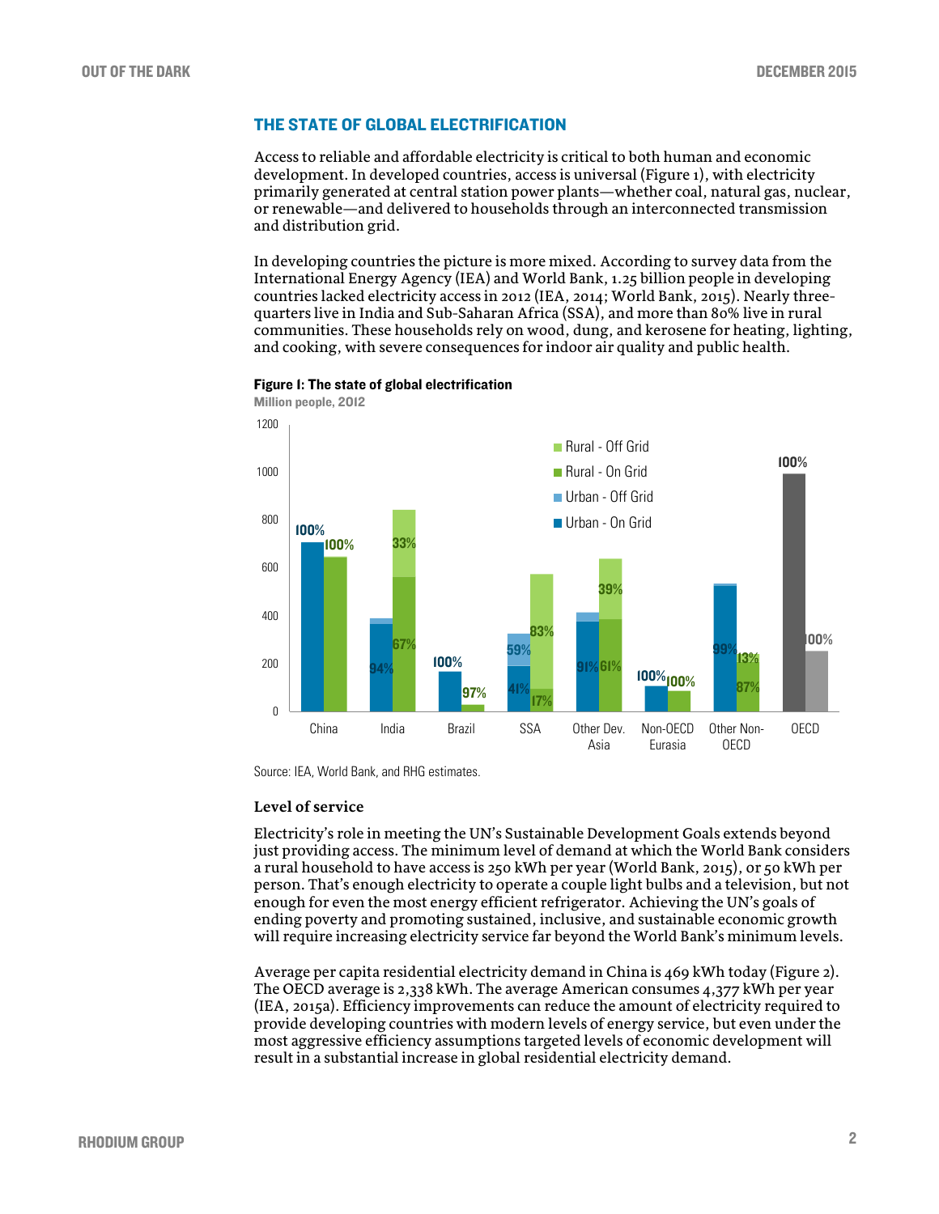## THE STATE OF GLOBAL ELECTRIFICATION

Access to reliable and affordable electricity is critical to both human and economic development. In developed countries, access is universal (Figure 1), with electricity primarily generated at central station power plants—whether coal, natural gas, nuclear, or renewable—and delivered to households through an interconnected transmission and distribution grid.

In developing countries the picture is more mixed. According to survey data from the International Energy Agency (IEA) and World Bank, 1.25 billion people in developing countries lacked electricity access in 2012 (IEA, 2014; World Bank, 2015). Nearly three-quarters live in India and Sub-Saharan Africa (SSA), and more than 80% live in rural communities. These households rely on wood, dung, and kerosene for heating, lighting, and cooking, with severe consequences for indoor air quality and public health.

**Figure 1: The state of global electrification**

Million people, 2012

Source: IEA, World Bank, and RHG estimates.

### Level of service

Electricity's role in meeting the UN's Sustainable Development Goals extends beyond just providing access. The minimum level of demand at which the World Bank considers a rural household to have access is 250 kWh per year (World Bank, 2015), or 50 kWh per person. That's enough electricity to operate a couple light bulbs and a television, but not enough for even the most energy efficient refrigerator. Achieving the UN's goals of ending poverty and promoting sustained, inclusive, and sustainable economic growth will require increasing electricity service far beyond the World Bank's minimum levels.

Average per capita residential electricity demand in China is 469 kWh today (Figure 2). The OECD average is 2,338 kWh. The average American consumes 4,377 kWh per year (IEA, 2015a). Efficiency improvements can reduce the amount of electricity required to provide developing countries with modern levels of energy service, but even under the most aggressive efficiency assumptions targeted levels of economic development will result in a substantial increase in global residential electricity demand.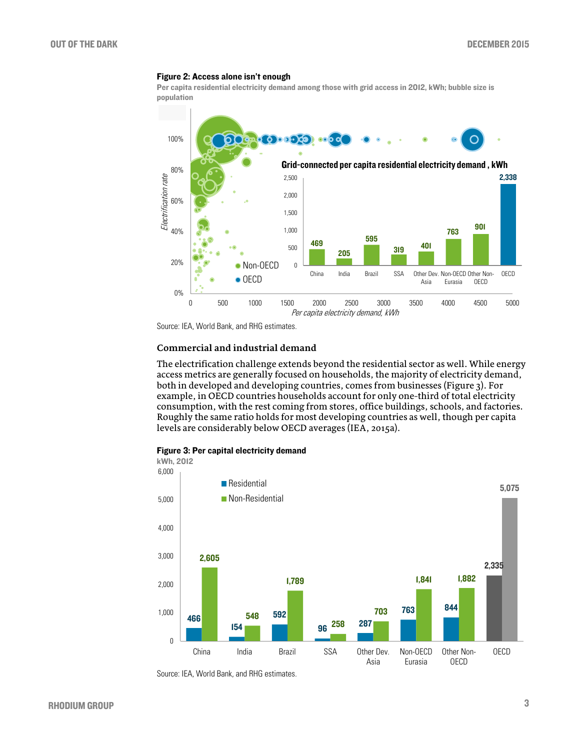**Figure 2: Access alone isn't enough**

Per capita residential electricity demand among those with grid access in 2012, kWh; bubble size is population

Source: IEA, World Bank, and RHG estimates.

### Commercial and industrial demand

The electrification challenge extends beyond the residential sector as well. While energy access metrics are generally focused on households, the majority of electricity demand, both in developed and developing countries, comes from businesses (Figure 3). For example, in OECD countries households account for only one-third of total electricity consumption, with the rest coming from stores, office buildings, schools, and factories. Roughly the same ratio holds for most developing countries as well, though per capita levels are considerably below OECD averages (IEA, 2015a).

**Figure 3: Per capital electricity demand**

kWh, 2012

Source: IEA, World Bank, and RHG estimates.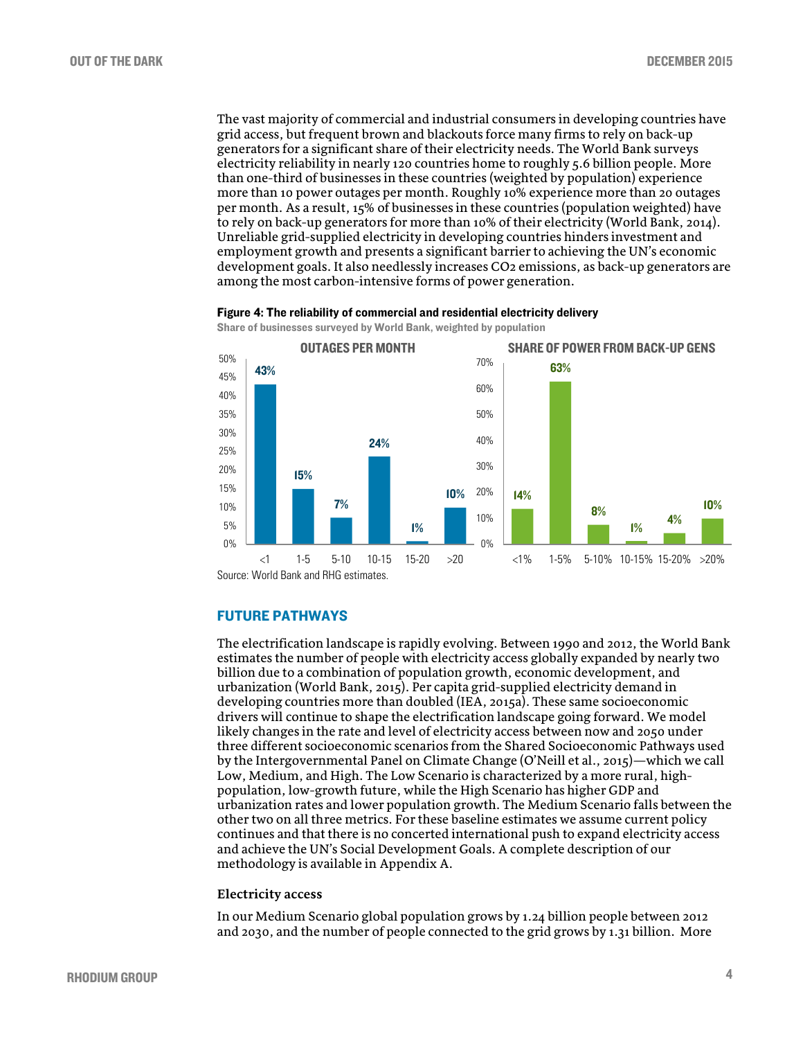The vast majority of commercial and industrial consumers in developing countries have grid access, but frequent brown and blackouts force many firms to rely on back-up generators for a significant share of their electricity needs. The World Bank surveys electricity reliability in nearly 120 countries home to roughly 5.6 billion people. More than one-third of businesses in these countries (weighted by population) experience more than 10 power outages per month. Roughly 10% experience more than 20 outages per month. As a result, 15% of businesses in these countries (population weighted) have to rely on back-up generators for more than 10% of their electricity (World Bank, 2014). Unreliable grid-supplied electricity in developing countries hinders investment and employment growth and presents a significant barrier to achieving the UN's economic development goals. It also needlessly increases $CO_2$ emissions, as back-up generators are among the most carbon-intensive forms of power generation.

**Figure 4: The reliability of commercial and residential electricity delivery**

Share of businesses surveyed by World Bank, weighted by population

**OUTAGES PER MONTH**

| <1 | 1-5 | 5-10 | 10-15 | 15-20 | >20 |
|---|---|---|---|---|---|
| 43% | 15% | 7% | 24% | 1% | 10% |

**SHARE OF POWER FROM BACK-UP GENS**

| <1% | 1-5% | 5-10% | 10-15% | 15-20% | >20% |
|---|---|---|---|---|---|
| 14% | 63% | 8% | 1% | 4% | 10% |

Source: World Bank and RHG estimates.

## FUTURE PATHWAYS

The electrification landscape is rapidly evolving. Between 1990 and 2012, the World Bank estimates the number of people with electricity access globally expanded by nearly two billion due to a combination of population growth, economic development, and urbanization (World Bank, 2015). Per capita grid-supplied electricity demand in developing countries more than doubled (IEA, 2015a). These same socioeconomic drivers will continue to shape the electrification landscape going forward. We model likely changes in the rate and level of electricity access between now and 2050 under three different socioeconomic scenarios from the Shared Socioeconomic Pathways used by the Intergovernmental Panel on Climate Change (O'Neill et al., 2015)—which we call Low, Medium, and High. The Low Scenario is characterized by a more rural, high-population, low-growth future, while the High Scenario has higher GDP and urbanization rates and lower population growth. The Medium Scenario falls between the other two on all three metrics. For these baseline estimates we assume current policy continues and that there is no concerted international push to expand electricity access and achieve the UN's Social Development Goals. A complete description of our methodology is available in Appendix A.

### Electricity access

In our Medium Scenario global population grows by 1.24 billion people between 2012 and 2030, and the number of people connected to the grid grows by 1.31 billion. More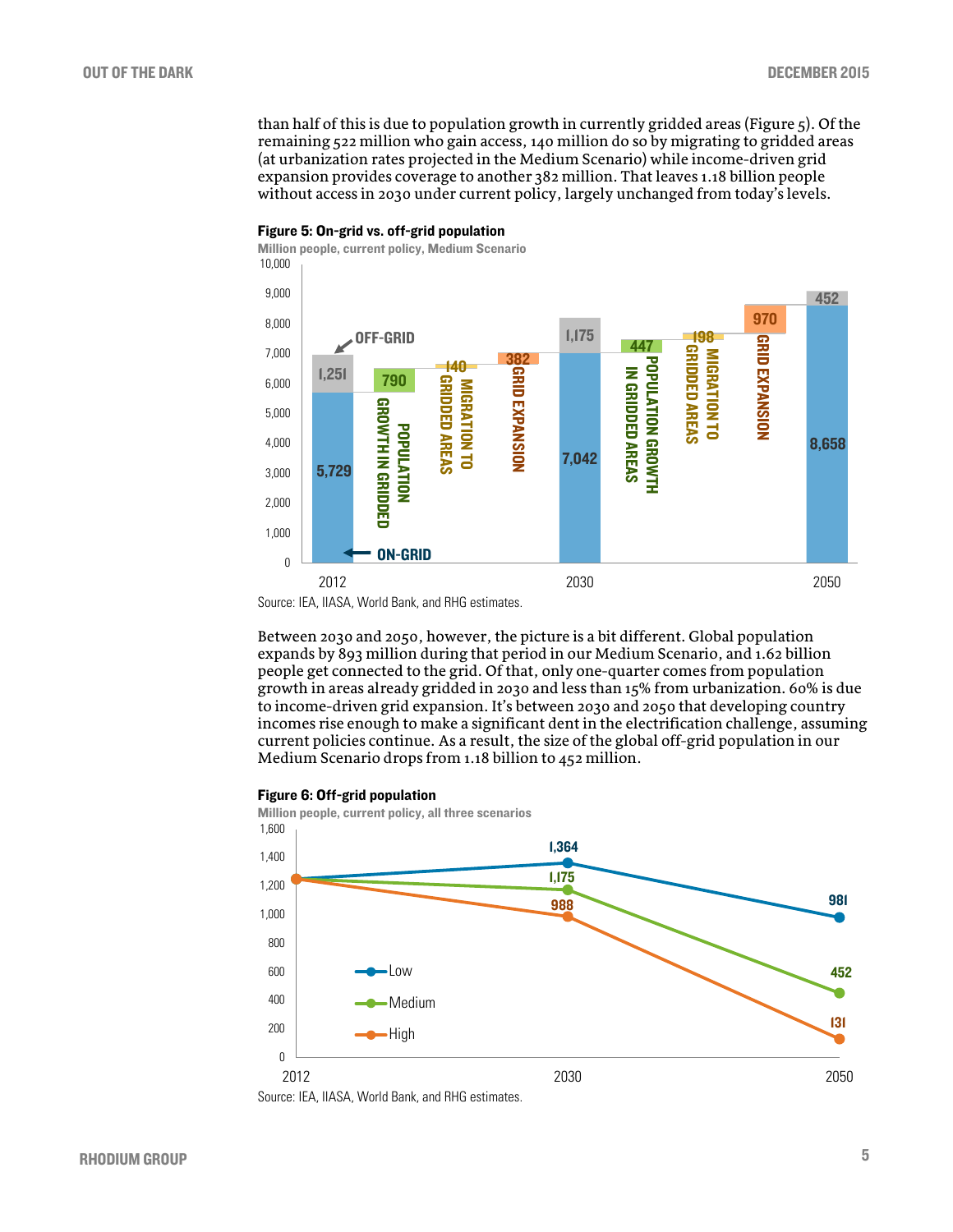than half of this is due to population growth in currently gridded areas (Figure 5). Of the remaining 522 million who gain access, 140 million do so by migrating to gridded areas (at urbanization rates projected in the Medium Scenario) while income-driven grid expansion provides coverage to another 382 million. That leaves 1.18 billion people without access in 2030 under current policy, largely unchanged from today's levels.

**Figure 5: On-grid vs. off-grid population**

Million people, current policy, Medium Scenario

| | On-grid | Off-grid / Change |
|---|---|---|
| 2012 | 5,729 | 1,251 (off-grid) |
| Population growth in gridded | | 790 |
| Migration to gridded areas | | 140 |
| Grid expansion | | 382 |
| 2030 | 7,042 | 1,175 (off-grid) |
| Population growth in gridded areas | | 447 |
| Migration to gridded areas | | 198 |
| Grid expansion | | 970 |
| 2050 | 8,658 | 452 (off-grid) |

Source: IEA, IIASA, World Bank, and RHG estimates.

Between 2030 and 2050, however, the picture is a bit different. Global population expands by 893 million during that period in our Medium Scenario, and 1.62 billion people get connected to the grid. Of that, only one-quarter comes from population growth in areas already gridded in 2030 and less than 15% from urbanization. 60% is due to income-driven grid expansion. It's between 2030 and 2050 that developing country incomes rise enough to make a significant dent in the electrification challenge, assuming current policies continue. As a result, the size of the global off-grid population in our Medium Scenario drops from 1.18 billion to 452 million.

**Figure 6: Off-grid population**

Million people, current policy, all three scenarios

| Scenario | 2012 | 2030 | 2050 |
|---|---|---|---|
| Low | 1,251 | 1,364 | 981 |
| Medium | 1,251 | 1,175 | 452 |
| High | 1,251 | 988 | 131 |

Source: IEA, IIASA, World Bank, and RHG estimates.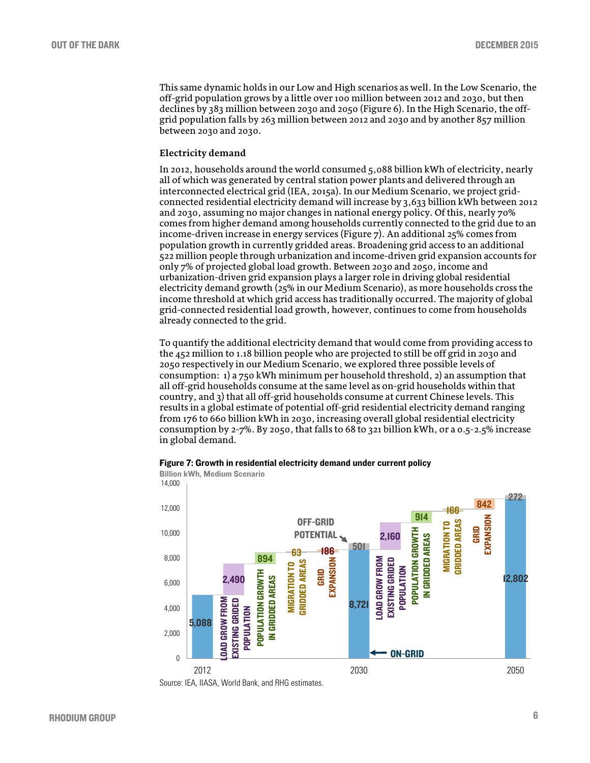This same dynamic holds in our Low and High scenarios as well. In the Low Scenario, the off-grid population grows by a little over 100 million between 2012 and 2030, but then declines by 383 million between 2030 and 2050 (Figure 6). In the High Scenario, the off-grid population falls by 263 million between 2012 and 2030 and by another 857 million between 2030 and 2030.

### Electricity demand

In 2012, households around the world consumed 5,088 billion kWh of electricity, nearly all of which was generated by central station power plants and delivered through an interconnected electrical grid (IEA, 2015a). In our Medium Scenario, we project grid-connected residential electricity demand will increase by 3,633 billion kWh between 2012 and 2030, assuming no major changes in national energy policy. Of this, nearly 70% comes from higher demand among households currently connected to the grid due to an income-driven increase in energy services (Figure 7). An additional 25% comes from population growth in currently gridded areas. Broadening grid access to an additional 522 million people through urbanization and income-driven grid expansion accounts for only 7% of projected global load growth. Between 2030 and 2050, income and urbanization-driven grid expansion plays a larger role in driving global residential electricity demand growth (25% in our Medium Scenario), as more households cross the income threshold at which grid access has traditionally occurred. The majority of global grid-connected residential load growth, however, continues to come from households already connected to the grid.

To quantify the additional electricity demand that would come from providing access to the 452 million to 1.18 billion people who are projected to still be off grid in 2030 and 2050 respectively in our Medium Scenario, we explored three possible levels of consumption: 1) a 750 kWh minimum per household threshold, 2) an assumption that all off-grid households consume at the same level as on-grid households within that country, and 3) that all off-grid households consume at current Chinese levels. This results in a global estimate of potential off-grid residential electricity demand ranging from 176 to 660 billion kWh in 2030, increasing overall global residential electricity consumption by 2-7%. By 2050, that falls to 68 to 321 billion kWh, or a 0.5-2.5% increase in global demand.

**Figure 7: Growth in residential electricity demand under current policy**

Billion kWh, Medium Scenario

| Component | 2012–2030 | 2030–2050 |
|---|---|---|
| Starting on-grid demand | 5,088 | 8,721 |
| Load grow from existing grided population | 2,490 | 2,160 |
| Population growth in gridded areas | 894 | 914 |
| Migration to gridded areas | 63 | 166 |
| Grid expansion | 186 | 842 |
| Ending on-grid demand | 8,721 | 12,802 |
| Off-grid potential | 501 | 272 |

Source: IEA, IIASA, World Bank, and RHG estimates.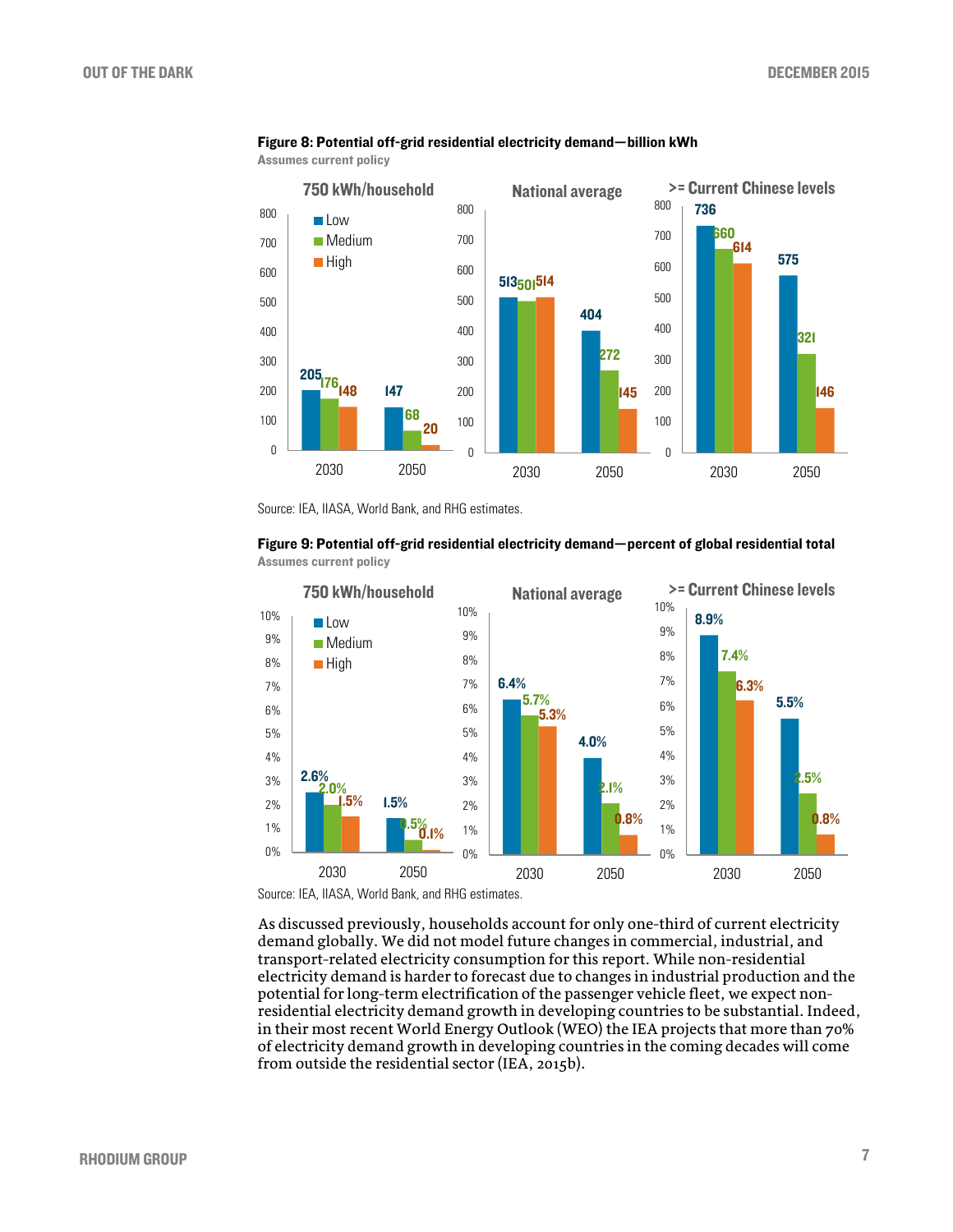**Figure 8: Potential off-grid residential electricity demand—billion kWh**
Assumes current policy

| Scenario | Year | Low | Medium | High |
|---|---|---|---|---|
| 750 kWh/household | 2030 | 205 | 176 | 148 |
| 750 kWh/household | 2050 | 147 | 68 | 20 |
| National average | 2030 | 513 | 501 | 514 |
| National average | 2050 | 404 | 272 | 145 |
| >= Current Chinese levels | 2030 | 736 | 660 | 614 |
| >= Current Chinese levels | 2050 | 575 | 321 | 146 |

Source: IEA, IIASA, World Bank, and RHG estimates.

**Figure 9: Potential off-grid residential electricity demand—percent of global residential total**
Assumes current policy

| Scenario | Year | Low | Medium | High |
|---|---|---|---|---|
| 750 kWh/household | 2030 | 2.6% | 2.0% | 1.5% |
| 750 kWh/household | 2050 | 1.5% | 0.5% | 0.1% |
| National average | 2030 | 6.4% | 5.7% | 5.3% |
| National average | 2050 | 4.0% | 2.1% | 0.8% |
| >= Current Chinese levels | 2030 | 8.9% | 7.4% | 6.3% |
| >= Current Chinese levels | 2050 | 5.5% | 2.5% | 0.8% |

Source: IEA, IIASA, World Bank, and RHG estimates.

As discussed previously, households account for only one-third of current electricity demand globally. We did not model future changes in commercial, industrial, and transport-related electricity consumption for this report. While non-residential electricity demand is harder to forecast due to changes in industrial production and the potential for long-term electrification of the passenger vehicle fleet, we expect non-residential electricity demand growth in developing countries to be substantial. Indeed, in their most recent World Energy Outlook (WEO) the IEA projects that more than 70% of electricity demand growth in developing countries in the coming decades will come from outside the residential sector (IEA, 2015b).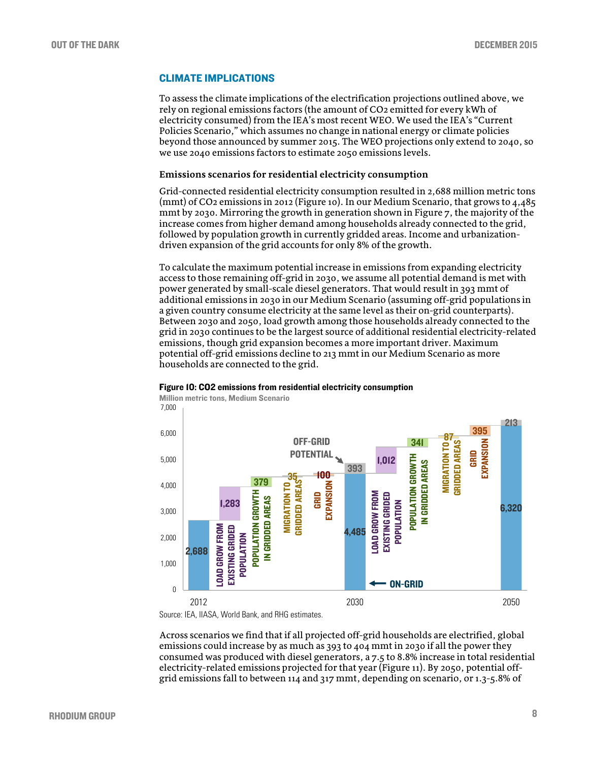## CLIMATE IMPLICATIONS

To assess the climate implications of the electrification projections outlined above, we rely on regional emissions factors (the amount of $CO_2$ emitted for every kWh of electricity consumed) from the IEA's most recent WEO. We used the IEA's "Current Policies Scenario," which assumes no change in national energy or climate policies beyond those announced by summer 2015. The WEO projections only extend to 2040, so we use 2040 emissions factors to estimate 2050 emissions levels.

### Emissions scenarios for residential electricity consumption

Grid-connected residential electricity consumption resulted in 2,688 million metric tons (mmt) of $CO_2$ emissions in 2012 (Figure 10). In our Medium Scenario, that grows to 4,485 mmt by 2030. Mirroring the growth in generation shown in Figure 7, the majority of the increase comes from higher demand among households already connected to the grid, followed by population growth in currently gridded areas. Income and urbanization-driven expansion of the grid accounts for only 8% of the growth.

To calculate the maximum potential increase in emissions from expanding electricity access to those remaining off-grid in 2030, we assume all potential demand is met with power generated by small-scale diesel generators. That would result in 393 mmt of additional emissions in 2030 in our Medium Scenario (assuming off-grid populations in a given country consume electricity at the same level as their on-grid counterparts). Between 2030 and 2050, load growth among those households already connected to the grid in 2030 continues to be the largest source of additional residential electricity-related emissions, though grid expansion becomes a more important driver. Maximum potential off-grid emissions decline to 213 mmt in our Medium Scenario as more households are connected to the grid.

**Figure 10: CO2 emissions from residential electricity consumption**

Million metric tons, Medium Scenario

| | Value |
|---|---|
| 2012 (On-grid) | 2,688 |
| Load grow from existing grided population | 1,283 |
| Population growth in gridded areas | 379 |
| Migration to gridded areas | 35 |
| Grid expansion | 100 |
| 2030 (On-grid) | 4,485 |
| 2030 Off-grid potential | 393 |
| Load grow from existing grided population | 1,012 |
| Population growth in gridded areas | 341 |
| Migration to gridded areas | 87 |
| Grid expansion | 395 |
| 2050 (On-grid) | 6,320 |
| 2050 Off-grid potential | 213 |

Source: IEA, IIASA, World Bank, and RHG estimates.

Across scenarios we find that if all projected off-grid households are electrified, global emissions could increase by as much as 393 to 404 mmt in 2030 if all the power they consumed was produced with diesel generators, a 7.5 to 8.8% increase in total residential electricity-related emissions projected for that year (Figure 11). By 2050, potential off-grid emissions fall to between 114 and 317 mmt, depending on scenario, or 1.3-5.8% of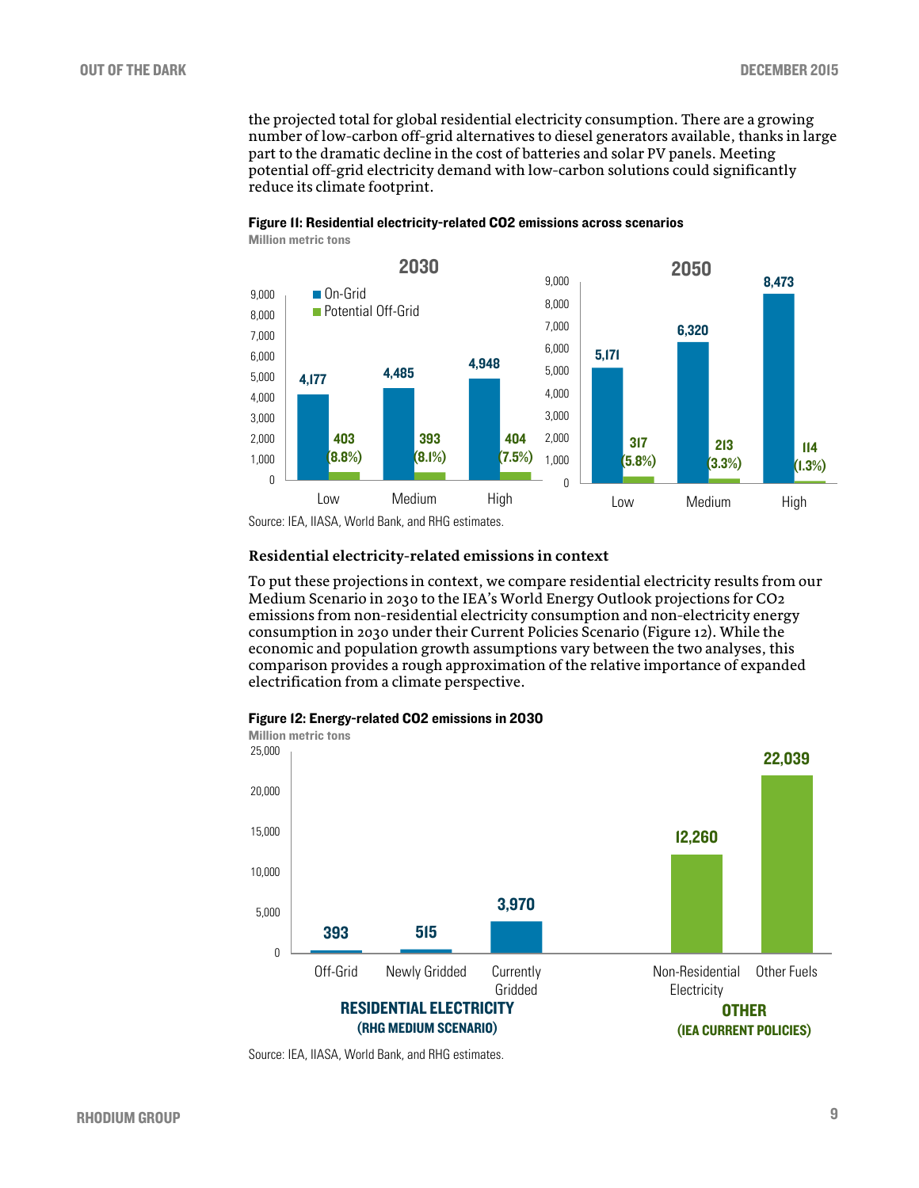the projected total for global residential electricity consumption. There are a growing number of low-carbon off-grid alternatives to diesel generators available, thanks in large part to the dramatic decline in the cost of batteries and solar PV panels. Meeting potential off-grid electricity demand with low-carbon solutions could significantly reduce its climate footprint.

**Figure 11: Residential electricity-related CO2 emissions across scenarios**

Million metric tons

| Year | Scenario | On-Grid | Potential Off-Grid |
|---|---|---|---|
| 2030 | Low | 4,177 | 403 (8.8%) |
| 2030 | Medium | 4,485 | 393 (8.1%) |
| 2030 | High | 4,948 | 404 (7.5%) |
| 2050 | Low | 5,171 | 317 (5.8%) |
| 2050 | Medium | 6,320 | 213 (3.3%) |
| 2050 | High | 8,473 | 114 (1.3%) |

Source: IEA, IIASA, World Bank, and RHG estimates.

### Residential electricity-related emissions in context

To put these projections in context, we compare residential electricity results from our Medium Scenario in 2030 to the IEA's World Energy Outlook projections for $CO_2$ emissions from non-residential electricity consumption and non-electricity energy consumption in 2030 under their Current Policies Scenario (Figure 12). While the economic and population growth assumptions vary between the two analyses, this comparison provides a rough approximation of the relative importance of expanded electrification from a climate perspective.

**Figure 12: Energy-related CO2 emissions in 2030**

Million metric tons

| Group | Category | Emissions |
|---|---|---|
| Residential Electricity (RHG Medium Scenario) | Off-Grid | 393 |
| Residential Electricity (RHG Medium Scenario) | Newly Gridded | 515 |
| Residential Electricity (RHG Medium Scenario) | Currently Gridded | 3,970 |
| Other (IEA Current Policies) | Non-Residential Electricity | 12,260 |
| Other (IEA Current Policies) | Other Fuels | 22,039 |

Source: IEA, IIASA, World Bank, and RHG estimates.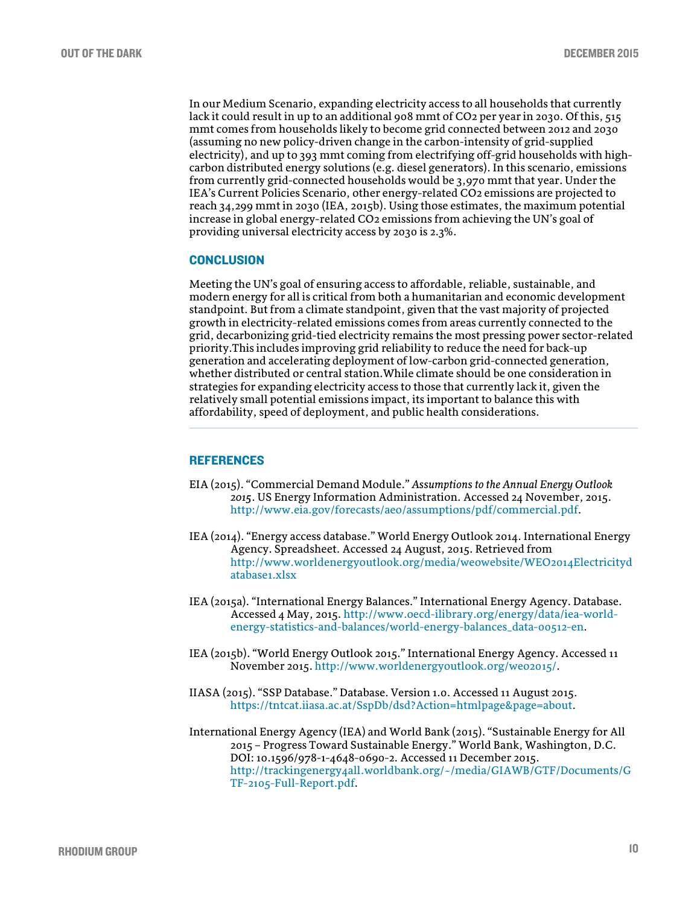In our Medium Scenario, expanding electricity access to all households that currently lack it could result in up to an additional 908 mmt of $CO_2$ per year in 2030. Of this, 515 mmt comes from households likely to become grid connected between 2012 and 2030 (assuming no new policy-driven change in the carbon-intensity of grid-supplied electricity), and up to 393 mmt coming from electrifying off-grid households with high-carbon distributed energy solutions (e.g. diesel generators). In this scenario, emissions from currently grid-connected households would be 3,970 mmt that year. Under the IEA's Current Policies Scenario, other energy-related $CO_2$ emissions are projected to reach 34,299 mmt in 2030 (IEA, 2015b). Using those estimates, the maximum potential increase in global energy-related $CO_2$ emissions from achieving the UN's goal of providing universal electricity access by 2030 is 2.3%.

## CONCLUSION

Meeting the UN's goal of ensuring access to affordable, reliable, sustainable, and modern energy for all is critical from both a humanitarian and economic development standpoint. But from a climate standpoint, given that the vast majority of projected growth in electricity-related emissions comes from areas currently connected to the grid, decarbonizing grid-tied electricity remains the most pressing power sector-related priority.This includes improving grid reliability to reduce the need for back-up generation and accelerating deployment of low-carbon grid-connected generation, whether distributed or central station.While climate should be one consideration in strategies for expanding electricity access to those that currently lack it, given the relatively small potential emissions impact, its important to balance this with affordability, speed of deployment, and public health considerations.

---

## REFERENCES

EIA (2015). "Commercial Demand Module." *Assumptions to the Annual Energy Outlook 2015*. US Energy Information Administration. Accessed 24 November, 2015. http://www.eia.gov/forecasts/aeo/assumptions/pdf/commercial.pdf.

IEA (2014). "Energy access database." World Energy Outlook 2014. International Energy Agency. Spreadsheet. Accessed 24 August, 2015. Retrieved from http://www.worldenergyoutlook.org/media/weowebsite/WEO2014Electricitydatabase1.xlsx

IEA (2015a). "International Energy Balances." International Energy Agency. Database. Accessed 4 May, 2015. http://www.oecd-ilibrary.org/energy/data/iea-world-energy-statistics-and-balances/world-energy-balances_data-00512-en.

IEA (2015b). "World Energy Outlook 2015." International Energy Agency. Accessed 11 November 2015. http://www.worldenergyoutlook.org/weo2015/.

IIASA (2015). "SSP Database." Database. Version 1.0. Accessed 11 August 2015. https://tntcat.iiasa.ac.at/SspDb/dsd?Action=htmlpage&page=about.

International Energy Agency (IEA) and World Bank (2015). "Sustainable Energy for All 2015 – Progress Toward Sustainable Energy." World Bank, Washington, D.C. DOI: 10.1596/978-1-4648-0690-2. Accessed 11 December 2015. http://trackingenergy4all.worldbank.org/~/media/GIAWB/GTF/Documents/GTF-2105-Full-Report.pdf.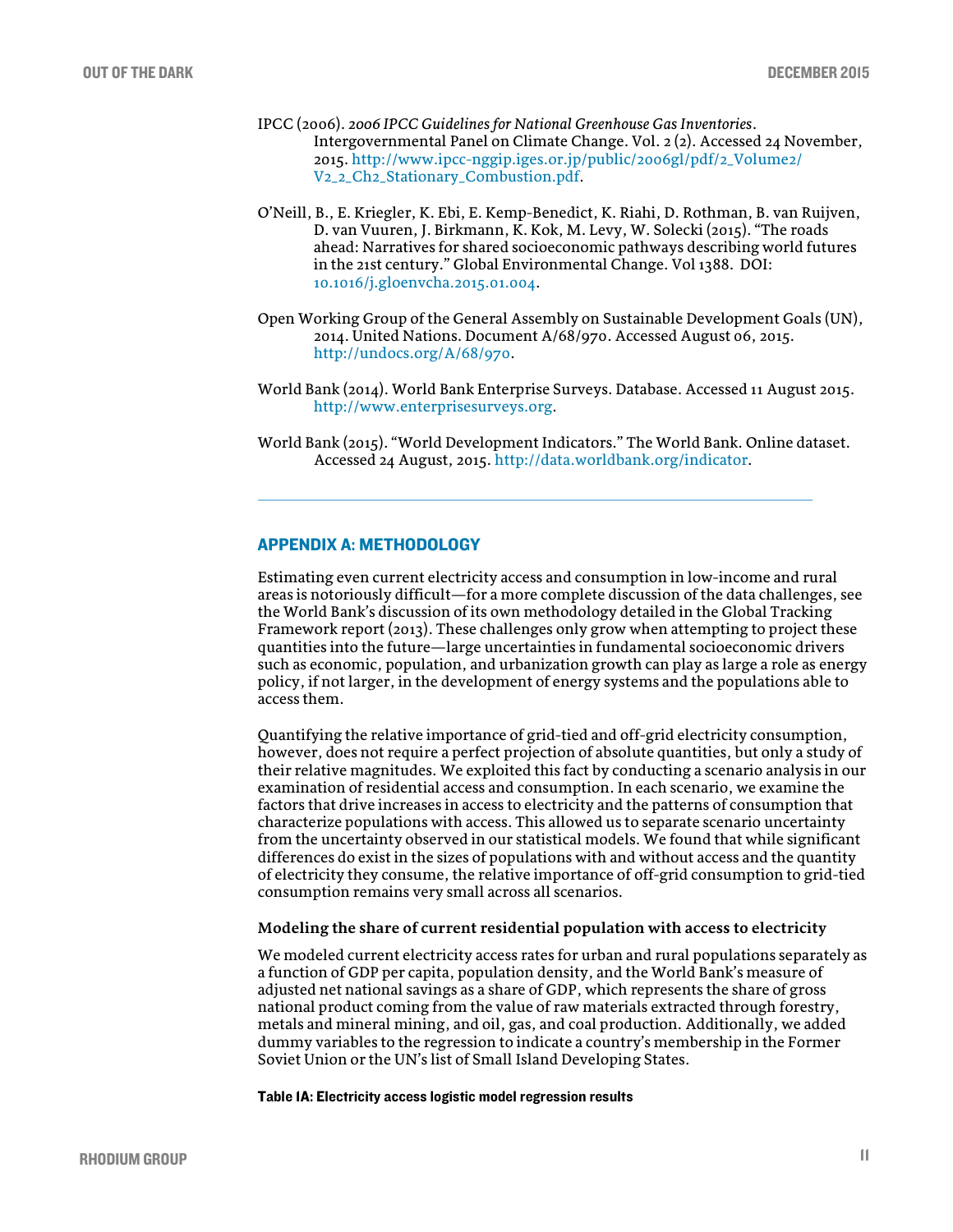IPCC (2006). *2006 IPCC Guidelines for National Greenhouse Gas Inventories*. Intergovernmental Panel on Climate Change. Vol. 2 (2). Accessed 24 November, 2015. http://www.ipcc-nggip.iges.or.jp/public/2006gl/pdf/2_Volume2/V2_2_Ch2_Stationary_Combustion.pdf.

O'Neill, B., E. Kriegler, K. Ebi, E. Kemp-Benedict, K. Riahi, D. Rothman, B. van Ruijven, D. van Vuuren, J. Birkmann, K. Kok, M. Levy, W. Solecki (2015). "The roads ahead: Narratives for shared socioeconomic pathways describing world futures in the 21st century." Global Environmental Change. Vol 1388. DOI: 10.1016/j.gloenvcha.2015.01.004.

Open Working Group of the General Assembly on Sustainable Development Goals (UN), 2014. United Nations. Document A/68/970. Accessed August 06, 2015. http://undocs.org/A/68/970.

World Bank (2014). World Bank Enterprise Surveys. Database. Accessed 11 August 2015. http://www.enterprisesurveys.org.

World Bank (2015). "World Development Indicators." The World Bank. Online dataset. Accessed 24 August, 2015. http://data.worldbank.org/indicator.

## APPENDIX A: METHODOLOGY

Estimating even current electricity access and consumption in low-income and rural areas is notoriously difficult—for a more complete discussion of the data challenges, see the World Bank's discussion of its own methodology detailed in the Global Tracking Framework report (2013). These challenges only grow when attempting to project these quantities into the future—large uncertainties in fundamental socioeconomic drivers such as economic, population, and urbanization growth can play as large a role as energy policy, if not larger, in the development of energy systems and the populations able to access them.

Quantifying the relative importance of grid-tied and off-grid electricity consumption, however, does not require a perfect projection of absolute quantities, but only a study of their relative magnitudes. We exploited this fact by conducting a scenario analysis in our examination of residential access and consumption. In each scenario, we examine the factors that drive increases in access to electricity and the patterns of consumption that characterize populations with access. This allowed us to separate scenario uncertainty from the uncertainty observed in our statistical models. We found that while significant differences do exist in the sizes of populations with and without access and the quantity of electricity they consume, the relative importance of off-grid consumption to grid-tied consumption remains very small across all scenarios.

### Modeling the share of current residential population with access to electricity

We modeled current electricity access rates for urban and rural populations separately as a function of GDP per capita, population density, and the World Bank's measure of adjusted net national savings as a share of GDP, which represents the share of gross national product coming from the value of raw materials extracted through forestry, metals and mineral mining, and oil, gas, and coal production. Additionally, we added dummy variables to the regression to indicate a country's membership in the Former Soviet Union or the UN's list of Small Island Developing States.

**Table 1A: Electricity access logistic model regression results**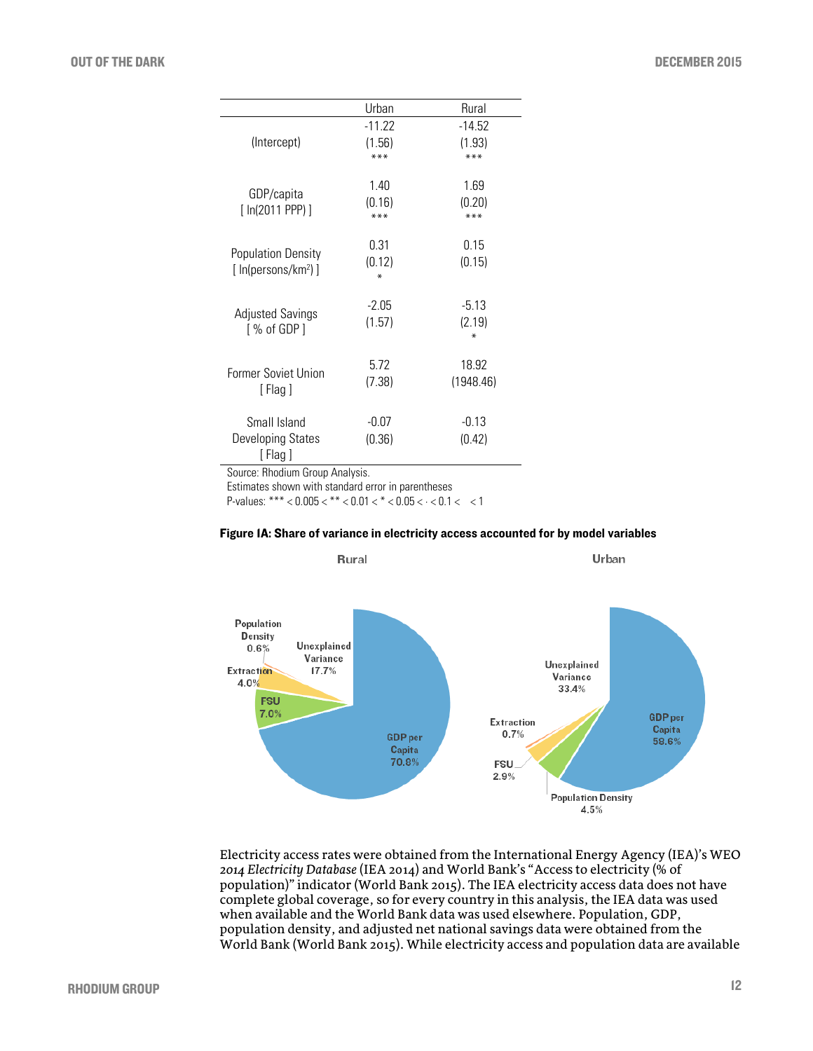| | Urban | Rural |
|---|---|---|
| (Intercept) | -11.22 (1.56) *** | -14.52 (1.93) *** |
| GDP/capita [ ln(2011 PPP) ] | 1.40 (0.16) *** | 1.69 (0.20) *** |
| Population Density [ ln(persons/km$^2$) ] | 0.31 (0.12) * | 0.15 (0.15) |
| Adjusted Savings [ % of GDP ] | -2.05 (1.57) | -5.13 (2.19) * |
| Former Soviet Union [ Flag ] | 5.72 (7.38) | 18.92 (1948.46) |
| Small Island Developing States [ Flag ] | -0.07 (0.36) | -0.13 (0.42) |

Source: Rhodium Group Analysis.
Estimates shown with standard error in parentheses
P-values: *** < 0.005 < ** < 0.01 < * < 0.05 < · < 0.1 < < 1

**Figure 1A: Share of variance in electricity access accounted for by model variables**

| | Rural | Urban |
|---|---|---|
| GDP per Capita | 70.8% | 58.6% |
| Unexplained Variance | 17.7% | 33.4% |
| FSU | 7.0% | 2.9% |
| Extraction | 4.0% | 0.7% |
| Population Density | 0.6% | 4.5% |

Electricity access rates were obtained from the International Energy Agency (IEA)'s WEO *2014 Electricity Database* (IEA 2014) and World Bank's "Access to electricity (% of population)" indicator (World Bank 2015). The IEA electricity access data does not have complete global coverage, so for every country in this analysis, the IEA data was used when available and the World Bank data was used elsewhere. Population, GDP, population density, and adjusted net national savings data were obtained from the World Bank (World Bank 2015). While electricity access and population data are available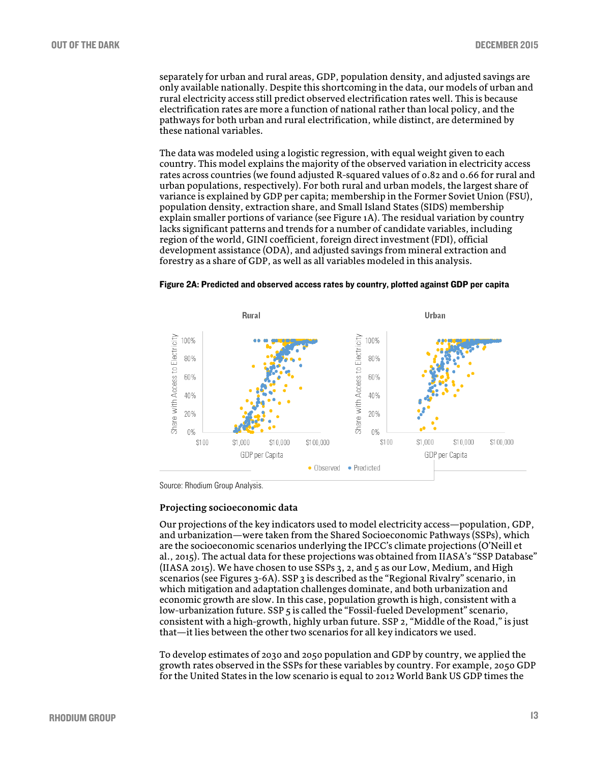separately for urban and rural areas, GDP, population density, and adjusted savings are only available nationally. Despite this shortcoming in the data, our models of urban and rural electricity access still predict observed electrification rates well. This is because electrification rates are more a function of national rather than local policy, and the pathways for both urban and rural electrification, while distinct, are determined by these national variables.

The data was modeled using a logistic regression, with equal weight given to each country. This model explains the majority of the observed variation in electricity access rates across countries (we found adjusted R-squared values of 0.82 and 0.66 for rural and urban populations, respectively). For both rural and urban models, the largest share of variance is explained by GDP per capita; membership in the Former Soviet Union (FSU), population density, extraction share, and Small Island States (SIDS) membership explain smaller portions of variance (see Figure 1A). The residual variation by country lacks significant patterns and trends for a number of candidate variables, including region of the world, GINI coefficient, foreign direct investment (FDI), official development assistance (ODA), and adjusted savings from mineral extraction and forestry as a share of GDP, as well as all variables modeled in this analysis.

**Figure 2A: Predicted and observed access rates by country, plotted against GDP per capita**

Source: Rhodium Group Analysis.

### Projecting socioeconomic data

Our projections of the key indicators used to model electricity access—population, GDP, and urbanization—were taken from the Shared Socioeconomic Pathways (SSPs), which are the socioeconomic scenarios underlying the IPCC's climate projections (O'Neill et al., 2015). The actual data for these projections was obtained from IIASA's "SSP Database" (IIASA 2015). We have chosen to use SSPs 3, 2, and 5 as our Low, Medium, and High scenarios (see Figures 3-6A). SSP 3 is described as the "Regional Rivalry" scenario, in which mitigation and adaptation challenges dominate, and both urbanization and economic growth are slow. In this case, population growth is high, consistent with a low-urbanization future. SSP 5 is called the "Fossil-fueled Development" scenario, consistent with a high-growth, highly urban future. SSP 2, "Middle of the Road," is just that—it lies between the other two scenarios for all key indicators we used.

To develop estimates of 2030 and 2050 population and GDP by country, we applied the growth rates observed in the SSPs for these variables by country. For example, 2050 GDP for the United States in the low scenario is equal to 2012 World Bank US GDP times the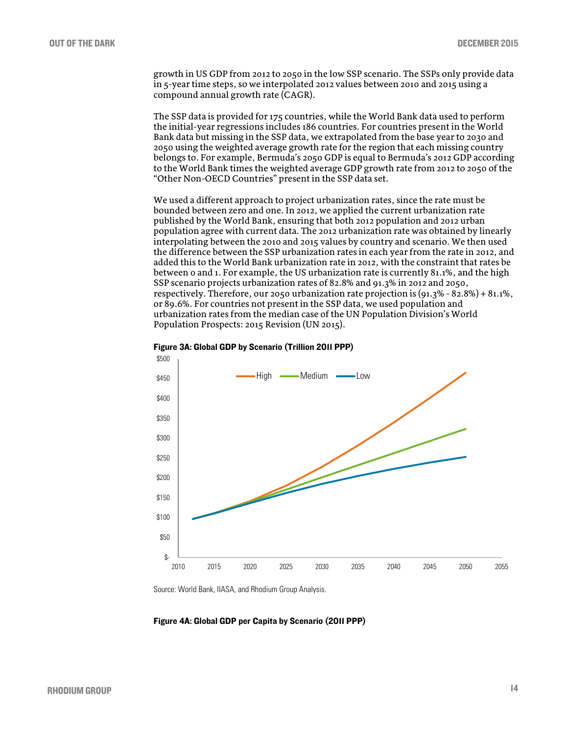growth in US GDP from 2012 to 2050 in the low SSP scenario. The SSPs only provide data in 5-year time steps, so we interpolated 2012 values between 2010 and 2015 using a compound annual growth rate (CAGR).

The SSP data is provided for 175 countries, while the World Bank data used to perform the initial-year regressions includes 186 countries. For countries present in the World Bank data but missing in the SSP data, we extrapolated from the base year to 2030 and 2050 using the weighted average growth rate for the region that each missing country belongs to. For example, Bermuda's 2050 GDP is equal to Bermuda's 2012 GDP according to the World Bank times the weighted average GDP growth rate from 2012 to 2050 of the "Other Non-OECD Countries" present in the SSP data set.

We used a different approach to project urbanization rates, since the rate must be bounded between zero and one. In 2012, we applied the current urbanization rate published by the World Bank, ensuring that both 2012 population and 2012 urban population agree with current data. The 2012 urbanization rate was obtained by linearly interpolating between the 2010 and 2015 values by country and scenario. We then used the difference between the SSP urbanization rates in each year from the rate in 2012, and added this to the World Bank urbanization rate in 2012, with the constraint that rates be between 0 and 1. For example, the US urbanization rate is currently 81.1%, and the high SSP scenario projects urbanization rates of 82.8% and 91.3% in 2012 and 2050, respectively. Therefore, our 2050 urbanization rate projection is (91.3% - 82.8%) + 81.1%, or 89.6%. For countries not present in the SSP data, we used population and urbanization rates from the median case of the UN Population Division's World Population Prospects: 2015 Revision (UN 2015).

**Figure 3A: Global GDP by Scenario (Trillion 2011 PPP)**

Source: World Bank, IIASA, and Rhodium Group Analysis.

**Figure 4A: Global GDP per Capita by Scenario (2011 PPP)**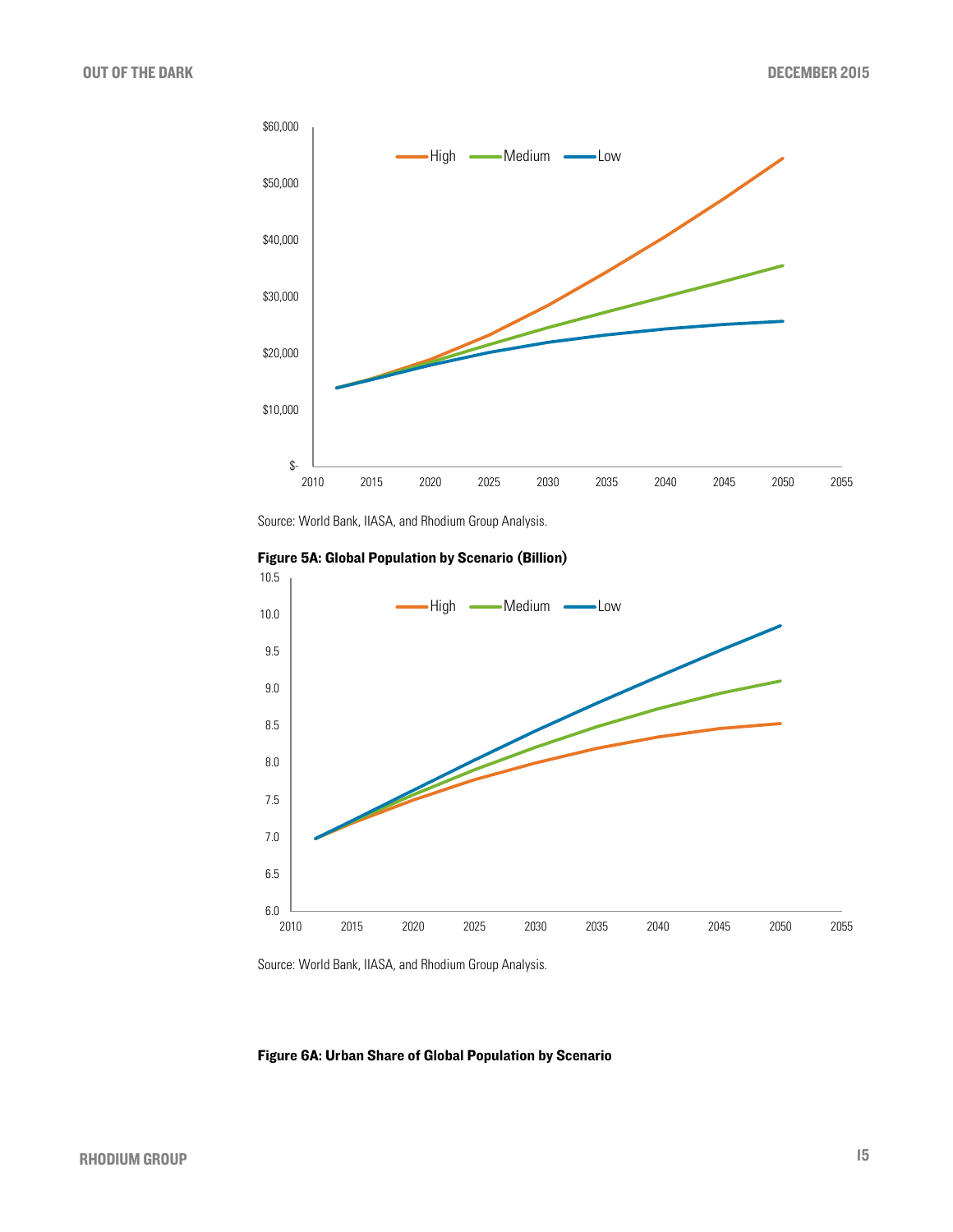Source: World Bank, IIASA, and Rhodium Group Analysis.

**Figure 5A: Global Population by Scenario (Billion)**

Source: World Bank, IIASA, and Rhodium Group Analysis.

**Figure 6A: Urban Share of Global Population by Scenario**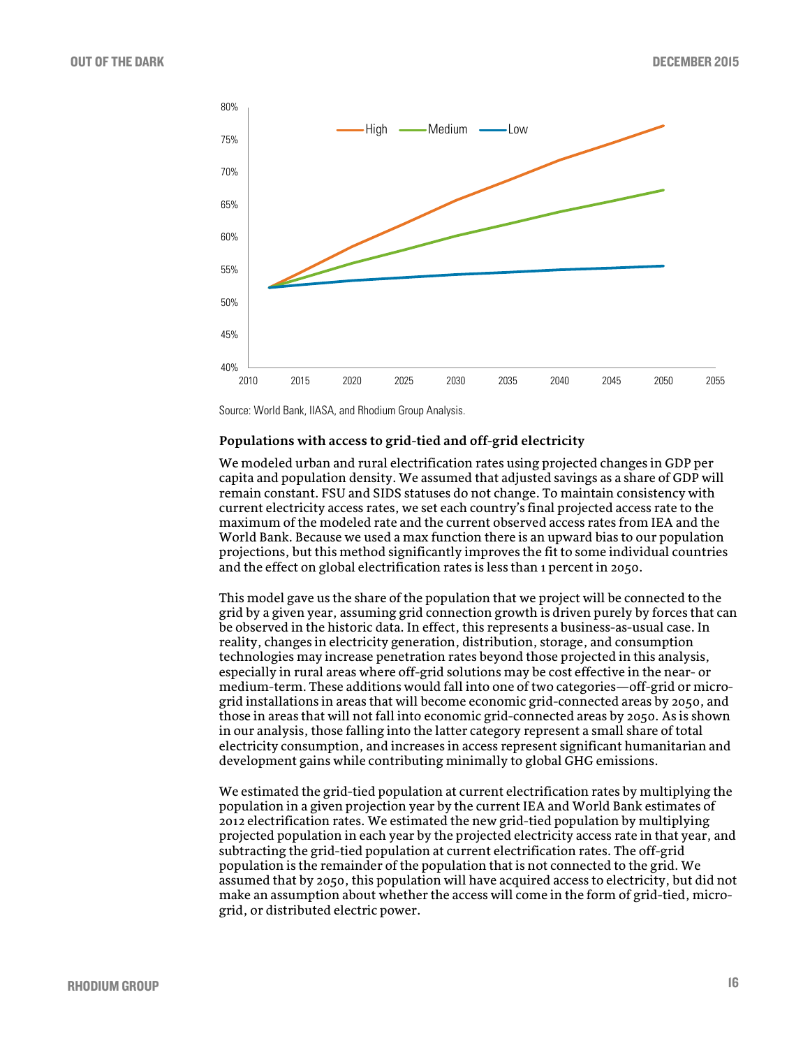Source: World Bank, IIASA, and Rhodium Group Analysis.

**Populations with access to grid-tied and off-grid electricity**

We modeled urban and rural electrification rates using projected changes in GDP per capita and population density. We assumed that adjusted savings as a share of GDP will remain constant. FSU and SIDS statuses do not change. To maintain consistency with current electricity access rates, we set each country's final projected access rate to the maximum of the modeled rate and the current observed access rates from IEA and the World Bank. Because we used a max function there is an upward bias to our population projections, but this method significantly improves the fit to some individual countries and the effect on global electrification rates is less than 1 percent in 2050.

This model gave us the share of the population that we project will be connected to the grid by a given year, assuming grid connection growth is driven purely by forces that can be observed in the historic data. In effect, this represents a business-as-usual case. In reality, changes in electricity generation, distribution, storage, and consumption technologies may increase penetration rates beyond those projected in this analysis, especially in rural areas where off-grid solutions may be cost effective in the near- or medium-term. These additions would fall into one of two categories—off-grid or micro-grid installations in areas that will become economic grid-connected areas by 2050, and those in areas that will not fall into economic grid-connected areas by 2050. As is shown in our analysis, those falling into the latter category represent a small share of total electricity consumption, and increases in access represent significant humanitarian and development gains while contributing minimally to global GHG emissions.

We estimated the grid-tied population at current electrification rates by multiplying the population in a given projection year by the current IEA and World Bank estimates of 2012 electrification rates. We estimated the new grid-tied population by multiplying projected population in each year by the projected electricity access rate in that year, and subtracting the grid-tied population at current electrification rates. The off-grid population is the remainder of the population that is not connected to the grid. We assumed that by 2050, this population will have acquired access to electricity, but did not make an assumption about whether the access will come in the form of grid-tied, micro-grid, or distributed electric power.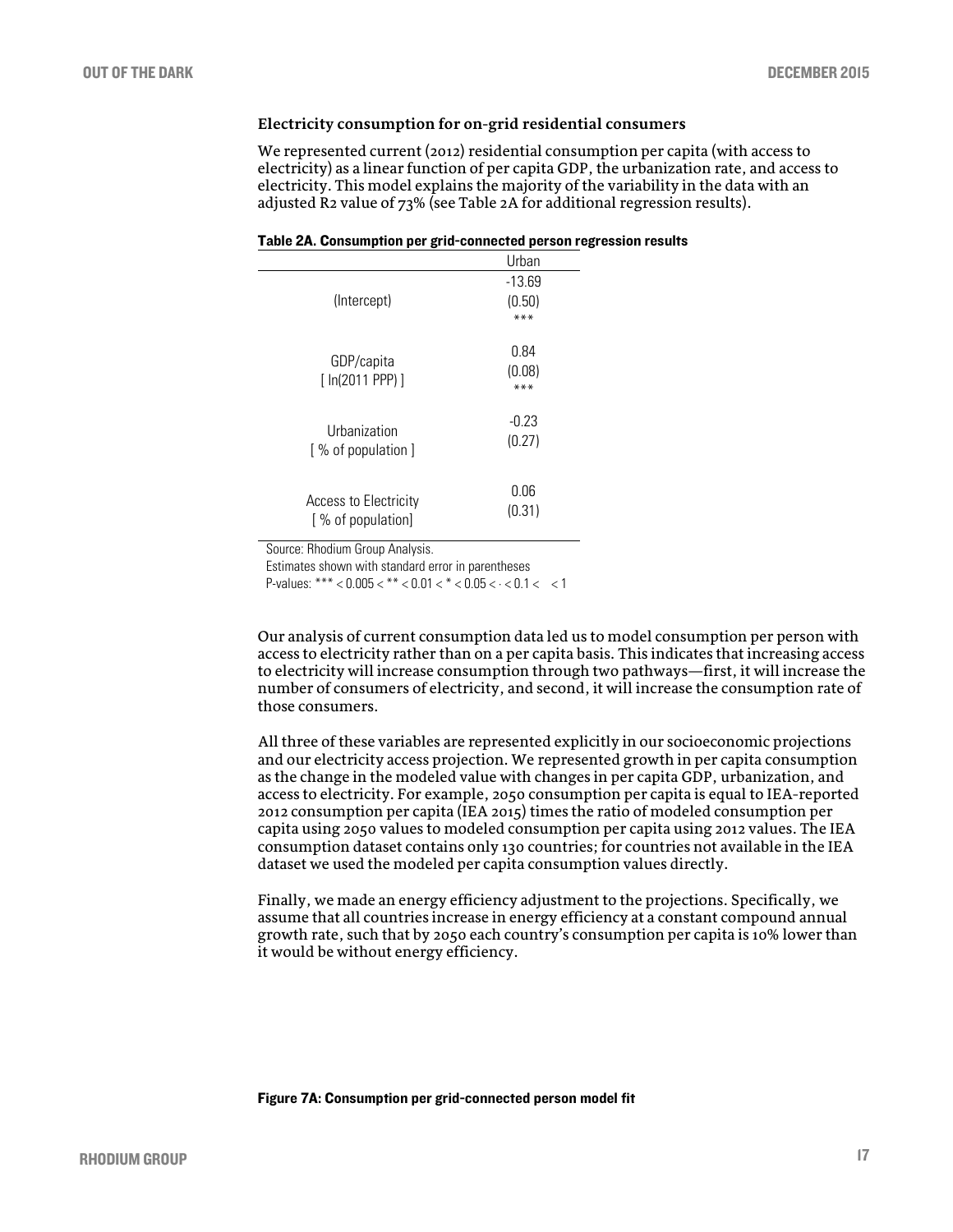### Electricity consumption for on-grid residential consumers

We represented current (2012) residential consumption per capita (with access to electricity) as a linear function of per capita GDP, the urbanization rate, and access to electricity. This model explains the majority of the variability in the data with an adjusted R2 value of 73% (see Table 2A for additional regression results).

**Table 2A. Consumption per grid-connected person regression results**

| | Urban |
|---|---|
| (Intercept) | -13.69 (0.50) *** |
| GDP/capita [ ln(2011 PPP) ] | 0.84 (0.08) *** |
| Urbanization [ % of population ] | -0.23 (0.27) |
| Access to Electricity [ % of population] | 0.06 (0.31) |

Source: Rhodium Group Analysis.
Estimates shown with standard error in parentheses
P-values: *** < 0.005 < ** < 0.01 < * < 0.05 < · < 0.1 < < 1

Our analysis of current consumption data led us to model consumption per person with access to electricity rather than on a per capita basis. This indicates that increasing access to electricity will increase consumption through two pathways—first, it will increase the number of consumers of electricity, and second, it will increase the consumption rate of those consumers.

All three of these variables are represented explicitly in our socioeconomic projections and our electricity access projection. We represented growth in per capita consumption as the change in the modeled value with changes in per capita GDP, urbanization, and access to electricity. For example, 2050 consumption per capita is equal to IEA-reported 2012 consumption per capita (IEA 2015) times the ratio of modeled consumption per capita using 2050 values to modeled consumption per capita using 2012 values. The IEA consumption dataset contains only 130 countries; for countries not available in the IEA dataset we used the modeled per capita consumption values directly.

Finally, we made an energy efficiency adjustment to the projections. Specifically, we assume that all countries increase in energy efficiency at a constant compound annual growth rate, such that by 2050 each country's consumption per capita is 10% lower than it would be without energy efficiency.

**Figure 7A: Consumption per grid-connected person model fit**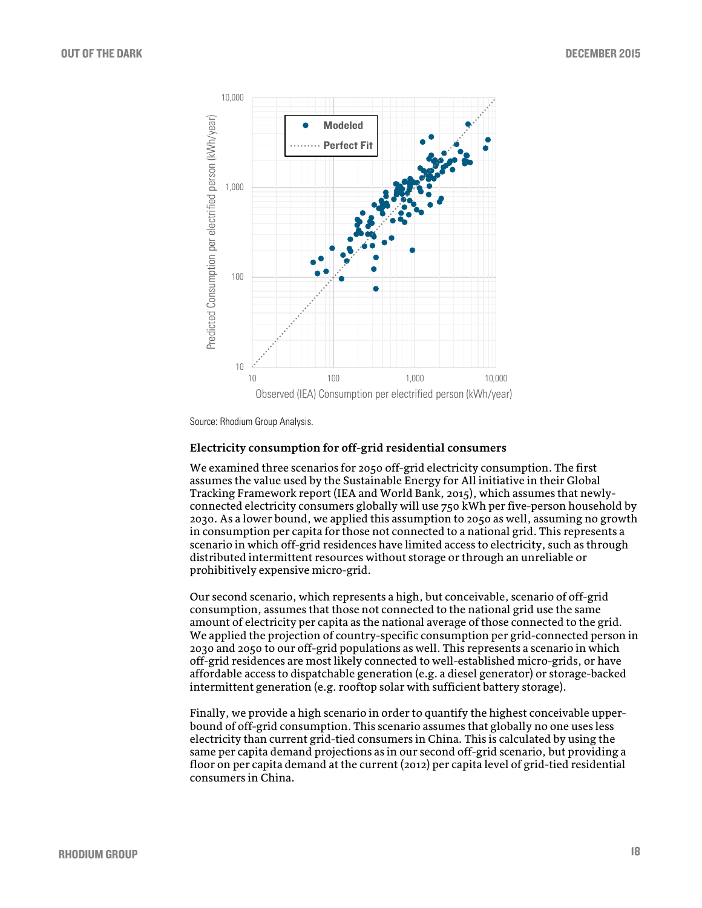Source: Rhodium Group Analysis.

### Electricity consumption for off-grid residential consumers

We examined three scenarios for 2050 off-grid electricity consumption. The first assumes the value used by the Sustainable Energy for All initiative in their Global Tracking Framework report (IEA and World Bank, 2015), which assumes that newly-connected electricity consumers globally will use 750 kWh per five-person household by 2030. As a lower bound, we applied this assumption to 2050 as well, assuming no growth in consumption per capita for those not connected to a national grid. This represents a scenario in which off-grid residences have limited access to electricity, such as through distributed intermittent resources without storage or through an unreliable or prohibitively expensive micro-grid.

Our second scenario, which represents a high, but conceivable, scenario of off-grid consumption, assumes that those not connected to the national grid use the same amount of electricity per capita as the national average of those connected to the grid. We applied the projection of country-specific consumption per grid-connected person in 2030 and 2050 to our off-grid populations as well. This represents a scenario in which off-grid residences are most likely connected to well-established micro-grids, or have affordable access to dispatchable generation (e.g. a diesel generator) or storage-backed intermittent generation (e.g. rooftop solar with sufficient battery storage).

Finally, we provide a high scenario in order to quantify the highest conceivable upper-bound of off-grid consumption. This scenario assumes that globally no one uses less electricity than current grid-tied consumers in China. This is calculated by using the same per capita demand projections as in our second off-grid scenario, but providing a floor on per capita demand at the current (2012) per capita level of grid-tied residential consumers in China.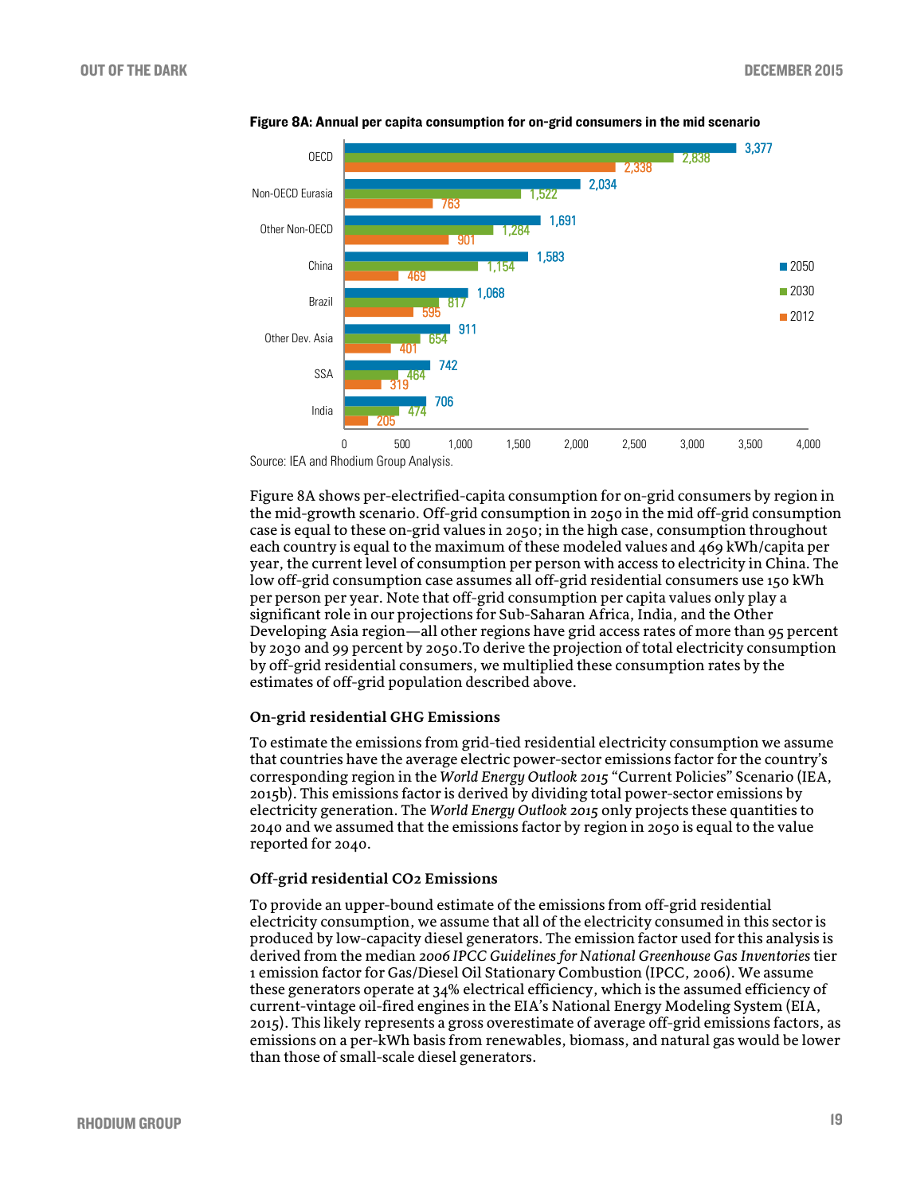**Figure 8A: Annual per capita consumption for on-grid consumers in the mid scenario**

| Region | 2050 | 2030 | 2012 |
| --- | --- | --- | --- |
| OECD | 3,377 | 2,838 | 2,338 |
| Non-OECD Eurasia | 2,034 | 1,522 | 763 |
| Other Non-OECD | 1,691 | 1,284 | 901 |
| China | 1,583 | 1,154 | 469 |
| Brazil | 1,068 | 817 | 595 |
| Other Dev. Asia | 911 | 654 | 401 |
| SSA | 742 | 464 | 319 |
| India | 706 | 474 | 205 |

Source: IEA and Rhodium Group Analysis.

Figure 8A shows per-electrified-capita consumption for on-grid consumers by region in the mid-growth scenario. Off-grid consumption in 2050 in the mid off-grid consumption case is equal to these on-grid values in 2050; in the high case, consumption throughout each country is equal to the maximum of these modeled values and 469 kWh/capita per year, the current level of consumption per person with access to electricity in China. The low off-grid consumption case assumes all off-grid residential consumers use 150 kWh per person per year. Note that off-grid consumption per capita values only play a significant role in our projections for Sub-Saharan Africa, India, and the Other Developing Asia region—all other regions have grid access rates of more than 95 percent by 2030 and 99 percent by 2050.To derive the projection of total electricity consumption by off-grid residential consumers, we multiplied these consumption rates by the estimates of off-grid population described above.

### On-grid residential GHG Emissions

To estimate the emissions from grid-tied residential electricity consumption we assume that countries have the average electric power-sector emissions factor for the country's corresponding region in the *World Energy Outlook 2015* "Current Policies" Scenario (IEA, 2015b). This emissions factor is derived by dividing total power-sector emissions by electricity generation. The *World Energy Outlook 2015* only projects these quantities to 2040 and we assumed that the emissions factor by region in 2050 is equal to the value reported for 2040.

### Off-grid residential CO2 Emissions

To provide an upper-bound estimate of the emissions from off-grid residential electricity consumption, we assume that all of the electricity consumed in this sector is produced by low-capacity diesel generators. The emission factor used for this analysis is derived from the median *2006 IPCC Guidelines for National Greenhouse Gas Inventories* tier 1 emission factor for Gas/Diesel Oil Stationary Combustion (IPCC, 2006). We assume these generators operate at 34% electrical efficiency, which is the assumed efficiency of current-vintage oil-fired engines in the EIA's National Energy Modeling System (EIA, 2015). This likely represents a gross overestimate of average off-grid emissions factors, as emissions on a per-kWh basis from renewables, biomass, and natural gas would be lower than those of small-scale diesel generators.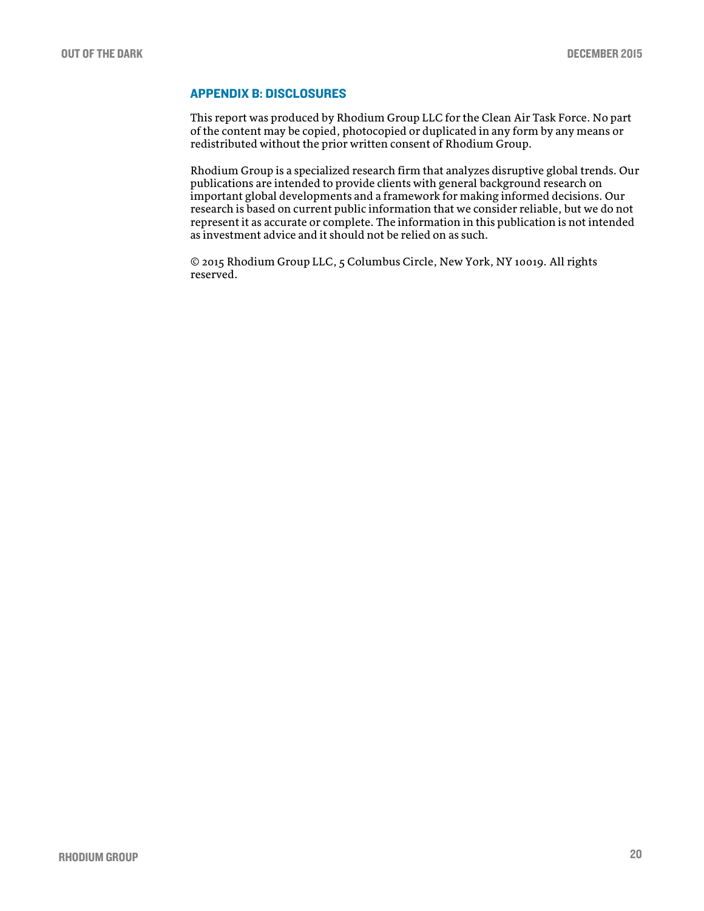## APPENDIX B: DISCLOSURES

This report was produced by Rhodium Group LLC for the Clean Air Task Force. No part of the content may be copied, photocopied or duplicated in any form by any means or redistributed without the prior written consent of Rhodium Group.

Rhodium Group is a specialized research firm that analyzes disruptive global trends. Our publications are intended to provide clients with general background research on important global developments and a framework for making informed decisions. Our research is based on current public information that we consider reliable, but we do not represent it as accurate or complete. The information in this publication is not intended as investment advice and it should not be relied on as such.

© 2015 Rhodium Group LLC, 5 Columbus Circle, New York, NY 10019. All rights reserved.